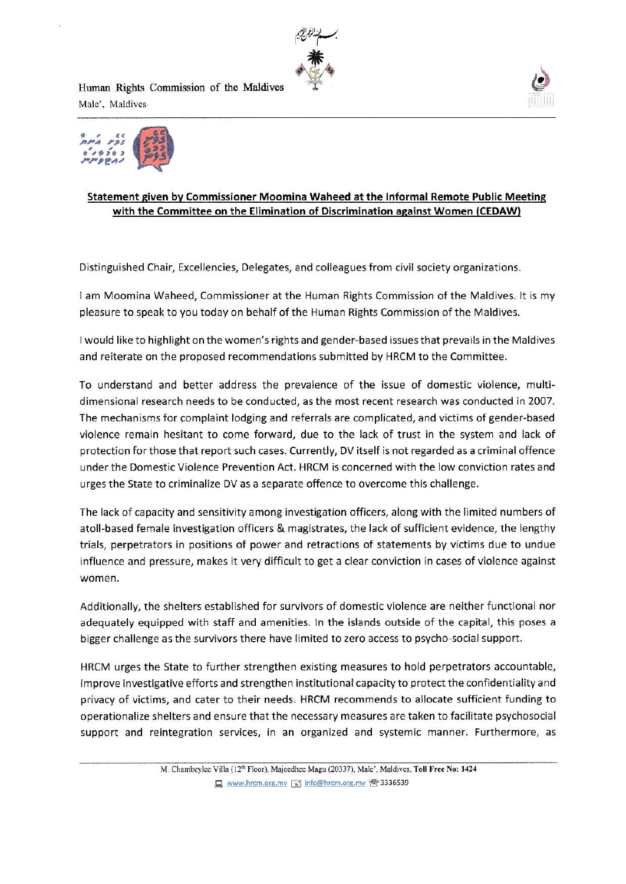Human Rights Commission of the Maldives
Male', Maldives

## Statement given by Commissioner Moomina Waheed at the Informal Remote Public Meeting with the Committee on the Elimination of Discrimination against Women (CEDAW)

Distinguished Chair, Excellencies, Delegates, and colleagues from civil society organizations.

I am Moomina Waheed, Commissioner at the Human Rights Commission of the Maldives. It is my pleasure to speak to you today on behalf of the Human Rights Commission of the Maldives.

I would like to highlight on the women's rights and gender-based issues that prevails in the Maldives and reiterate on the proposed recommendations submitted by HRCM to the Committee.

To understand and better address the prevalence of the issue of domestic violence, multi-dimensional research needs to be conducted, as the most recent research was conducted in 2007. The mechanisms for complaint lodging and referrals are complicated, and victims of gender-based violence remain hesitant to come forward, due to the lack of trust in the system and lack of protection for those that report such cases. Currently, DV itself is not regarded as a criminal offence under the Domestic Violence Prevention Act. HRCM is concerned with the low conviction rates and urges the State to criminalize DV as a separate offence to overcome this challenge.

The lack of capacity and sensitivity among investigation officers, along with the limited numbers of atoll-based female investigation officers & magistrates, the lack of sufficient evidence, the lengthy trials, perpetrators in positions of power and retractions of statements by victims due to undue influence and pressure, makes it very difficult to get a clear conviction in cases of violence against women.

Additionally, the shelters established for survivors of domestic violence are neither functional nor adequately equipped with staff and amenities. In the islands outside of the capital, this poses a bigger challenge as the survivors there have limited to zero access to psycho-social support.

HRCM urges the State to further strengthen existing measures to hold perpetrators accountable, improve investigative efforts and strengthen institutional capacity to protect the confidentiality and privacy of victims, and cater to their needs. HRCM recommends to allocate sufficient funding to operationalize shelters and ensure that the necessary measures are taken to facilitate psychosocial support and reintegration services, in an organized and systemic manner. Furthermore, as

M. Chambeylee Villa (12th Floor), Majeedhee Magu (20337), Male', Maldives. Toll Free No: 1424
www.hrcm.org.mv info@hrcm.org.mv 3336539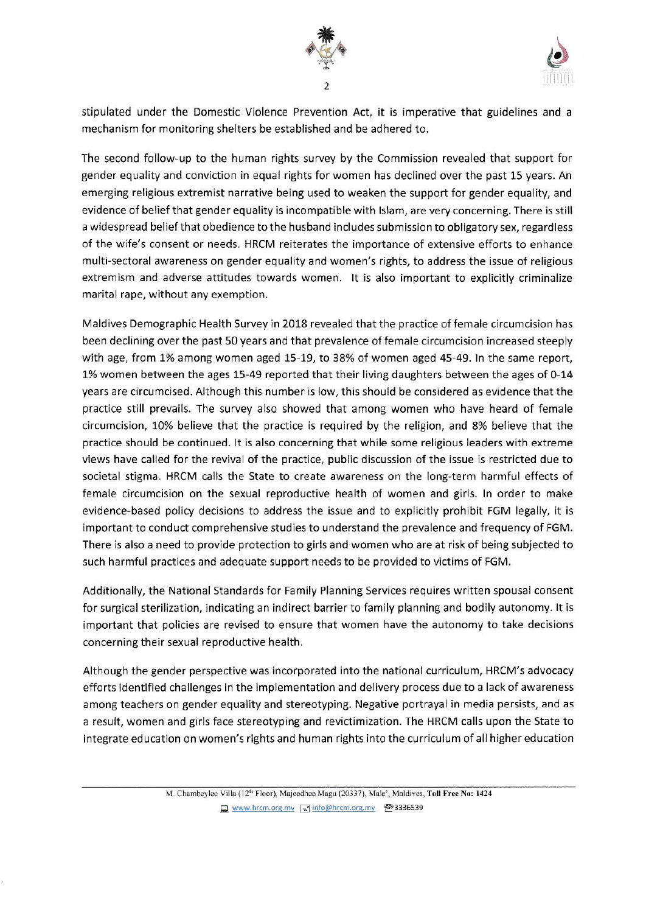stipulated under the Domestic Violence Prevention Act, it is imperative that guidelines and a mechanism for monitoring shelters be established and be adhered to.

The second follow-up to the human rights survey by the Commission revealed that support for gender equality and conviction in equal rights for women has declined over the past 15 years. An emerging religious extremist narrative being used to weaken the support for gender equality, and evidence of belief that gender equality is incompatible with Islam, are very concerning. There is still a widespread belief that obedience to the husband includes submission to obligatory sex, regardless of the wife's consent or needs. HRCM reiterates the importance of extensive efforts to enhance multi-sectoral awareness on gender equality and women's rights, to address the issue of religious extremism and adverse attitudes towards women. It is also important to explicitly criminalize marital rape, without any exemption.

Maldives Demographic Health Survey in 2018 revealed that the practice of female circumcision has been declining over the past 50 years and that prevalence of female circumcision increased steeply with age, from 1% among women aged 15-19, to 38% of women aged 45-49. In the same report, 1% women between the ages 15-49 reported that their living daughters between the ages of 0-14 years are circumcised. Although this number is low, this should be considered as evidence that the practice still prevails. The survey also showed that among women who have heard of female circumcision, 10% believe that the practice is required by the religion, and 8% believe that the practice should be continued. It is also concerning that while some religious leaders with extreme views have called for the revival of the practice, public discussion of the issue is restricted due to societal stigma. HRCM calls the State to create awareness on the long-term harmful effects of female circumcision on the sexual reproductive health of women and girls. In order to make evidence-based policy decisions to address the issue and to explicitly prohibit FGM legally, it is important to conduct comprehensive studies to understand the prevalence and frequency of FGM. There is also a need to provide protection to girls and women who are at risk of being subjected to such harmful practices and adequate support needs to be provided to victims of FGM.

Additionally, the National Standards for Family Planning Services requires written spousal consent for surgical sterilization, indicating an indirect barrier to family planning and bodily autonomy. It is important that policies are revised to ensure that women have the autonomy to take decisions concerning their sexual reproductive health.

Although the gender perspective was incorporated into the national curriculum, HRCM's advocacy efforts identified challenges in the implementation and delivery process due to a lack of awareness among teachers on gender equality and stereotyping. Negative portrayal in media persists, and as a result, women and girls face stereotyping and revictimization. The HRCM calls upon the State to integrate education on women's rights and human rights into the curriculum of all higher education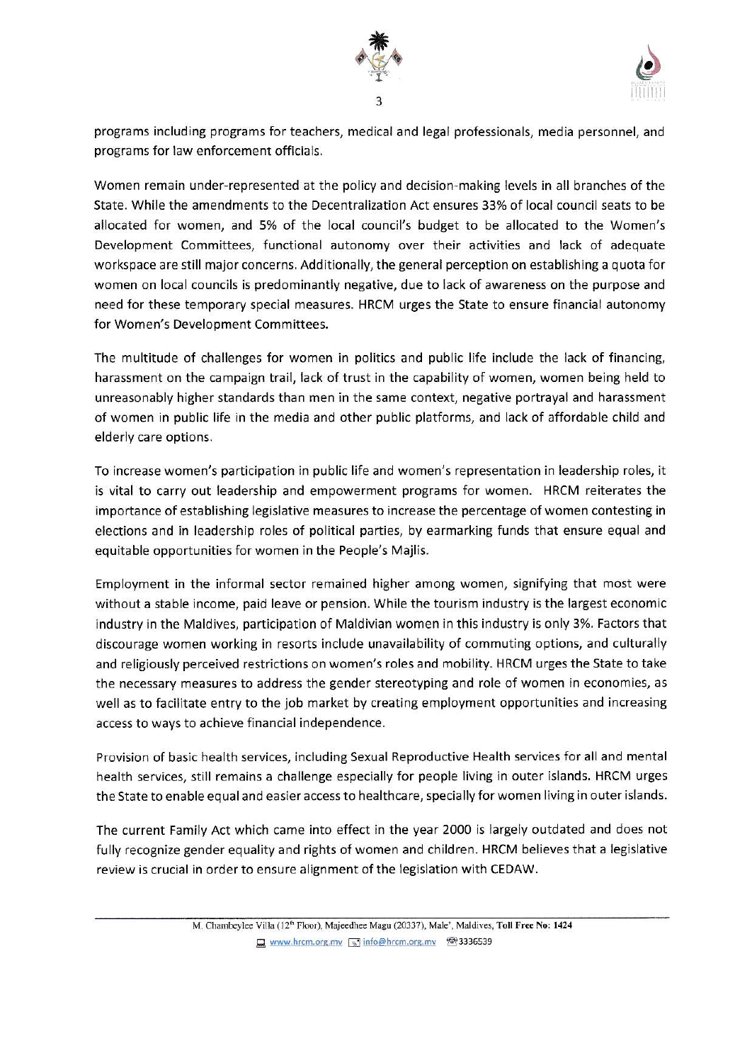programs including programs for teachers, medical and legal professionals, media personnel, and programs for law enforcement officials.

Women remain under-represented at the policy and decision-making levels in all branches of the State. While the amendments to the Decentralization Act ensures 33% of local council seats to be allocated for women, and 5% of the local council's budget to be allocated to the Women's Development Committees, functional autonomy over their activities and lack of adequate workspace are still major concerns. Additionally, the general perception on establishing a quota for women on local councils is predominantly negative, due to lack of awareness on the purpose and need for these temporary special measures. HRCM urges the State to ensure financial autonomy for Women's Development Committees.

The multitude of challenges for women in politics and public life include the lack of financing, harassment on the campaign trail, lack of trust in the capability of women, women being held to unreasonably higher standards than men in the same context, negative portrayal and harassment of women in public life in the media and other public platforms, and lack of affordable child and elderly care options.

To increase women's participation in public life and women's representation in leadership roles, it is vital to carry out leadership and empowerment programs for women. HRCM reiterates the importance of establishing legislative measures to increase the percentage of women contesting in elections and in leadership roles of political parties, by earmarking funds that ensure equal and equitable opportunities for women in the People's Majlis.

Employment in the informal sector remained higher among women, signifying that most were without a stable income, paid leave or pension. While the tourism industry is the largest economic industry in the Maldives, participation of Maldivian women in this industry is only 3%. Factors that discourage women working in resorts include unavailability of commuting options, and culturally and religiously perceived restrictions on women's roles and mobility. HRCM urges the State to take the necessary measures to address the gender stereotyping and role of women in economies, as well as to facilitate entry to the job market by creating employment opportunities and increasing access to ways to achieve financial independence.

Provision of basic health services, including Sexual Reproductive Health services for all and mental health services, still remains a challenge especially for people living in outer islands. HRCM urges the State to enable equal and easier access to healthcare, specially for women living in outer islands.

The current Family Act which came into effect in the year 2000 is largely outdated and does not fully recognize gender equality and rights of women and children. HRCM believes that a legislative review is crucial in order to ensure alignment of the legislation with CEDAW.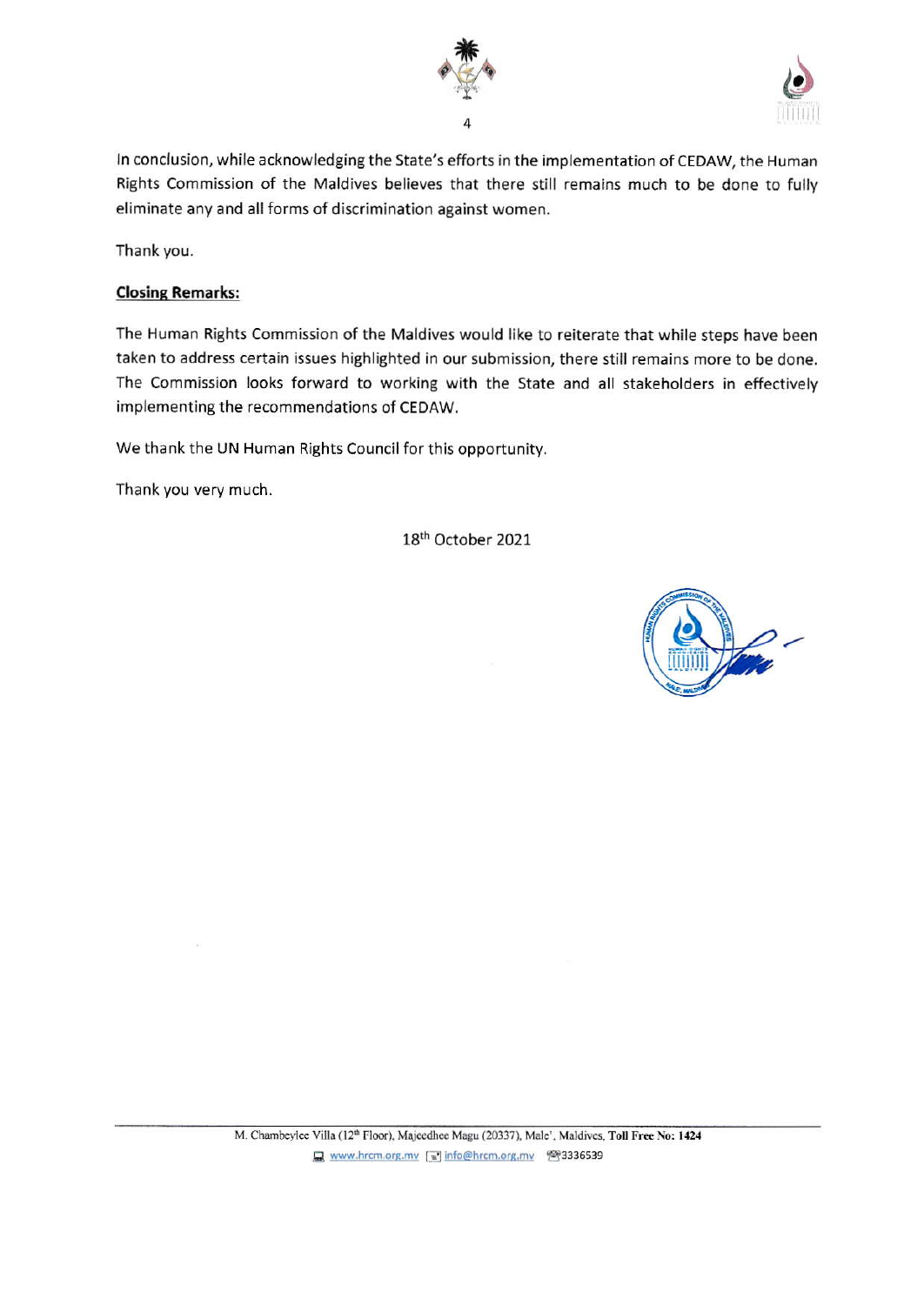In conclusion, while acknowledging the State's efforts in the implementation of CEDAW, the Human Rights Commission of the Maldives believes that there still remains much to be done to fully eliminate any and all forms of discrimination against women.

Thank you.

**Closing Remarks:**

The Human Rights Commission of the Maldives would like to reiterate that while steps have been taken to address certain issues highlighted in our submission, there still remains more to be done. The Commission looks forward to working with the State and all stakeholders in effectively implementing the recommendations of CEDAW.

We thank the UN Human Rights Council for this opportunity.

Thank you very much.

18th October 2021